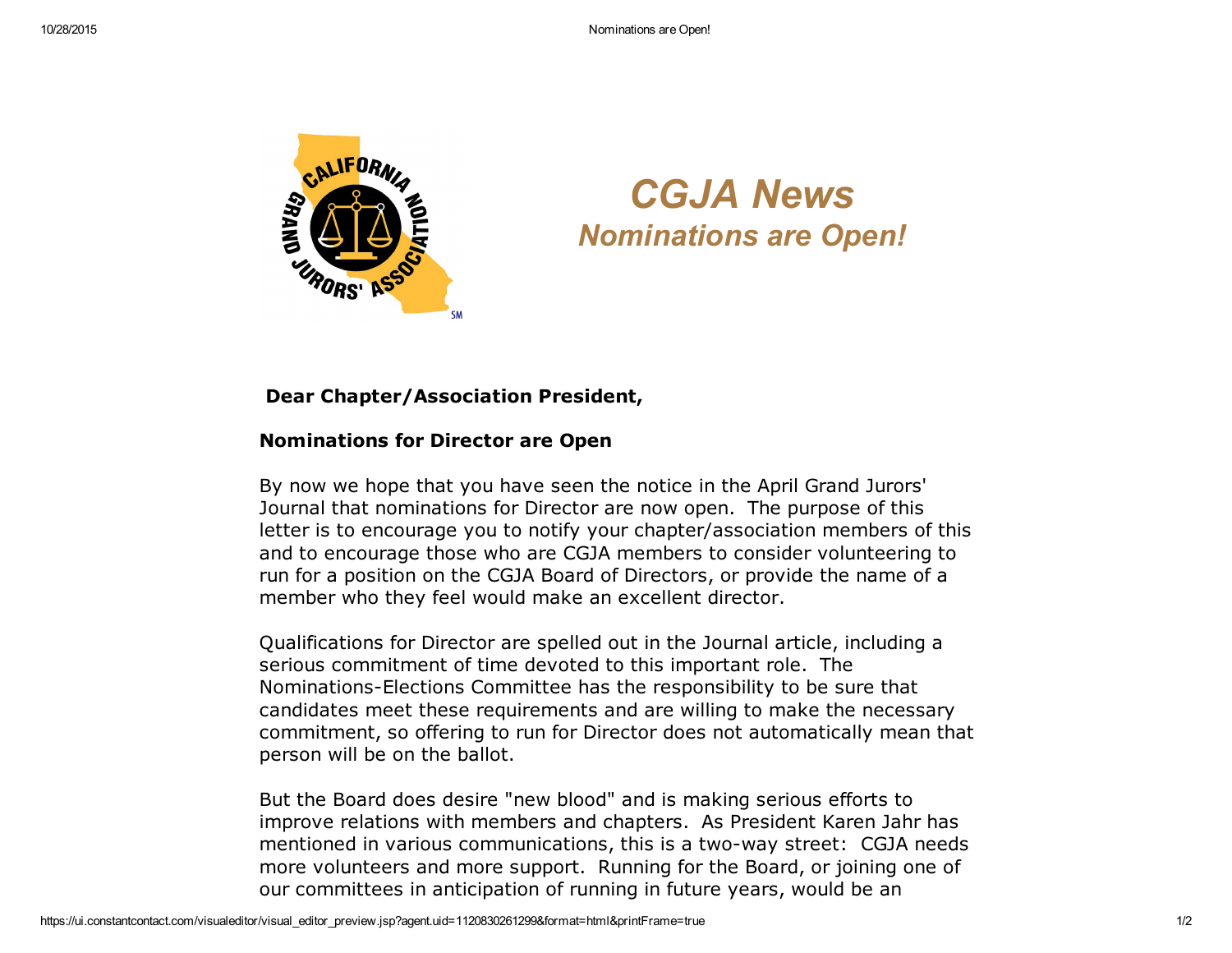# CGJA News

## *Nominations are Open!*

**Dear Chapter/Association President,**

**Nominations for Director are Open**

By now we hope that you have seen the notice in the April Grand Jurors' Journal that nominations for Director are now open. The purpose of this letter is to encourage you to notify your chapter/association members of this and to encourage those who are CGJA members to consider volunteering to run for a position on the CGJA Board of Directors, or provide the name of a member who they feel would make an excellent director.

Qualifications for Director are spelled out in the Journal article, including a serious commitment of time devoted to this important role. The Nominations-Elections Committee has the responsibility to be sure that candidates meet these requirements and are willing to make the necessary commitment, so offering to run for Director does not automatically mean that person will be on the ballot.

But the Board does desire "new blood" and is making serious efforts to improve relations with members and chapters. As President Karen Jahr has mentioned in various communications, this is a two-way street: CGJA needs more volunteers and more support. Running for the Board, or joining one of our committees in anticipation of running in future years, would be an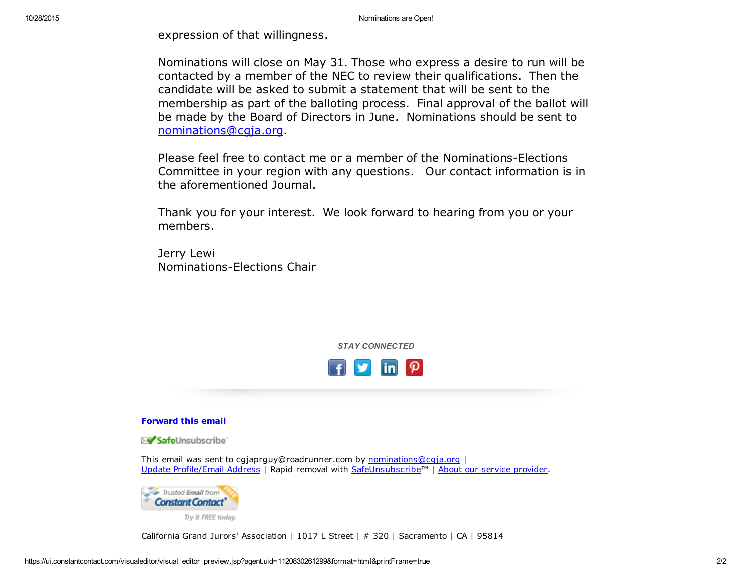expression of that willingness.

Nominations will close on May 31. Those who express a desire to run will be contacted by a member of the NEC to review their qualifications. Then the candidate will be asked to submit a statement that will be sent to the membership as part of the balloting process. Final approval of the ballot will be made by the Board of Directors in June. Nominations should be sent to nominations@cgja.org.

Please feel free to contact me or a member of the Nominations-Elections Committee in your region with any questions. Our contact information is in the aforementioned Journal.

Thank you for your interest. We look forward to hearing from you or your members.

Jerry Lewi
Nominations-Elections Chair

*STAY CONNECTED*

**Forward this email**

SafeUnsubscribe

This email was sent to cgjaprguy@roadrunner.com by nominations@cgja.org | Update Profile/Email Address | Rapid removal with SafeUnsubscribe™ | About our service provider.

Trusted Email from Constant Contact — Try it FREE today.

California Grand Jurors' Association | 1017 L Street | # 320 | Sacramento | CA | 95814